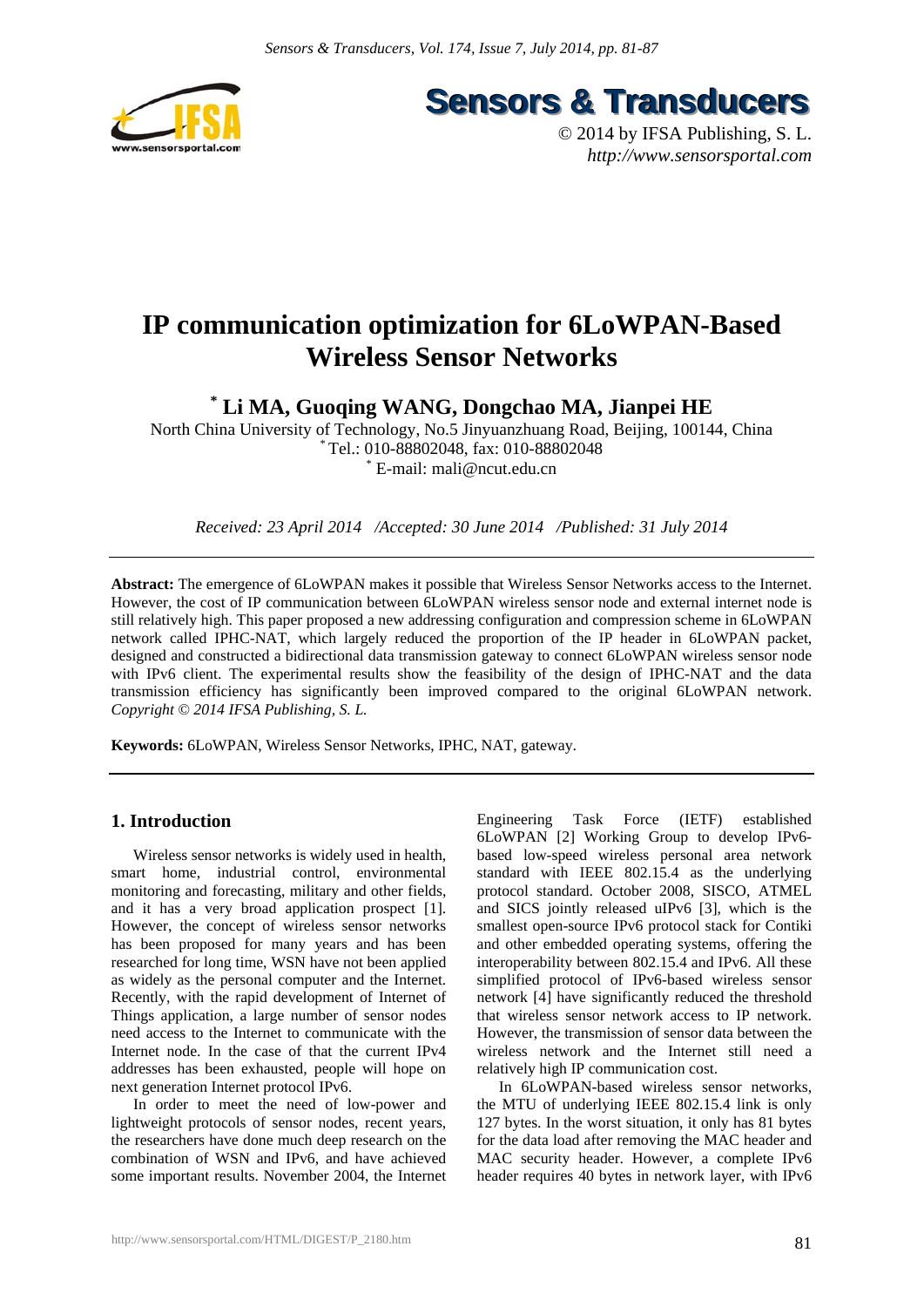# IP communication optimization for 6LoWPAN-Based Wireless Sensor Networks

**[*] Li MA, Guoqing WANG, Dongchao MA, Jianpei HE**

North China University of Technology, No.5 Jinyuanzhuang Road, Beijing, 100144, China
[*] Tel.: 010-88802048, fax: 010-88802048
[*] E-mail: mali@ncut.edu.cn

*Received: 23 April 2014 /Accepted: 30 June 2014 /Published: 31 July 2014*

**Abstract:** The emergence of 6LoWPAN makes it possible that Wireless Sensor Networks access to the Internet. However, the cost of IP communication between 6LoWPAN wireless sensor node and external internet node is still relatively high. This paper proposed a new addressing configuration and compression scheme in 6LoWPAN network called IPHC-NAT, which largely reduced the proportion of the IP header in 6LoWPAN packet, designed and constructed a bidirectional data transmission gateway to connect 6LoWPAN wireless sensor node with IPv6 client. The experimental results show the feasibility of the design of IPHC-NAT and the data transmission efficiency has significantly been improved compared to the original 6LoWPAN network. *Copyright © 2014 IFSA Publishing, S. L.*

**Keywords:** 6LoWPAN, Wireless Sensor Networks, IPHC, NAT, gateway.

## 1. Introduction

Wireless sensor networks is widely used in health, smart home, industrial control, environmental monitoring and forecasting, military and other fields, and it has a very broad application prospect [1]. However, the concept of wireless sensor networks has been proposed for many years and has been researched for long time, WSN have not been applied as widely as the personal computer and the Internet. Recently, with the rapid development of Internet of Things application, a large number of sensor nodes need access to the Internet to communicate with the Internet node. In the case of that the current IPv4 addresses has been exhausted, people will hope on next generation Internet protocol IPv6.

In order to meet the need of low-power and lightweight protocols of sensor nodes, recent years, the researchers have done much deep research on the combination of WSN and IPv6, and have achieved some important results. November 2004, the Internet Engineering Task Force (IETF) established 6LoWPAN [2] Working Group to develop IPv6-based low-speed wireless personal area network standard with IEEE 802.15.4 as the underlying protocol standard. October 2008, SISCO, ATMEL and SICS jointly released uIPv6 [3], which is the smallest open-source IPv6 protocol stack for Contiki and other embedded operating systems, offering the interoperability between 802.15.4 and IPv6. All these simplified protocol of IPv6-based wireless sensor network [4] have significantly reduced the threshold that wireless sensor network access to IP network. However, the transmission of sensor data between the wireless network and the Internet still need a relatively high IP communication cost.

In 6LoWPAN-based wireless sensor networks, the MTU of underlying IEEE 802.15.4 link is only 127 bytes. In the worst situation, it only has 81 bytes for the data load after removing the MAC header and MAC security header. However, a complete IPv6 header requires 40 bytes in network layer, with IPv6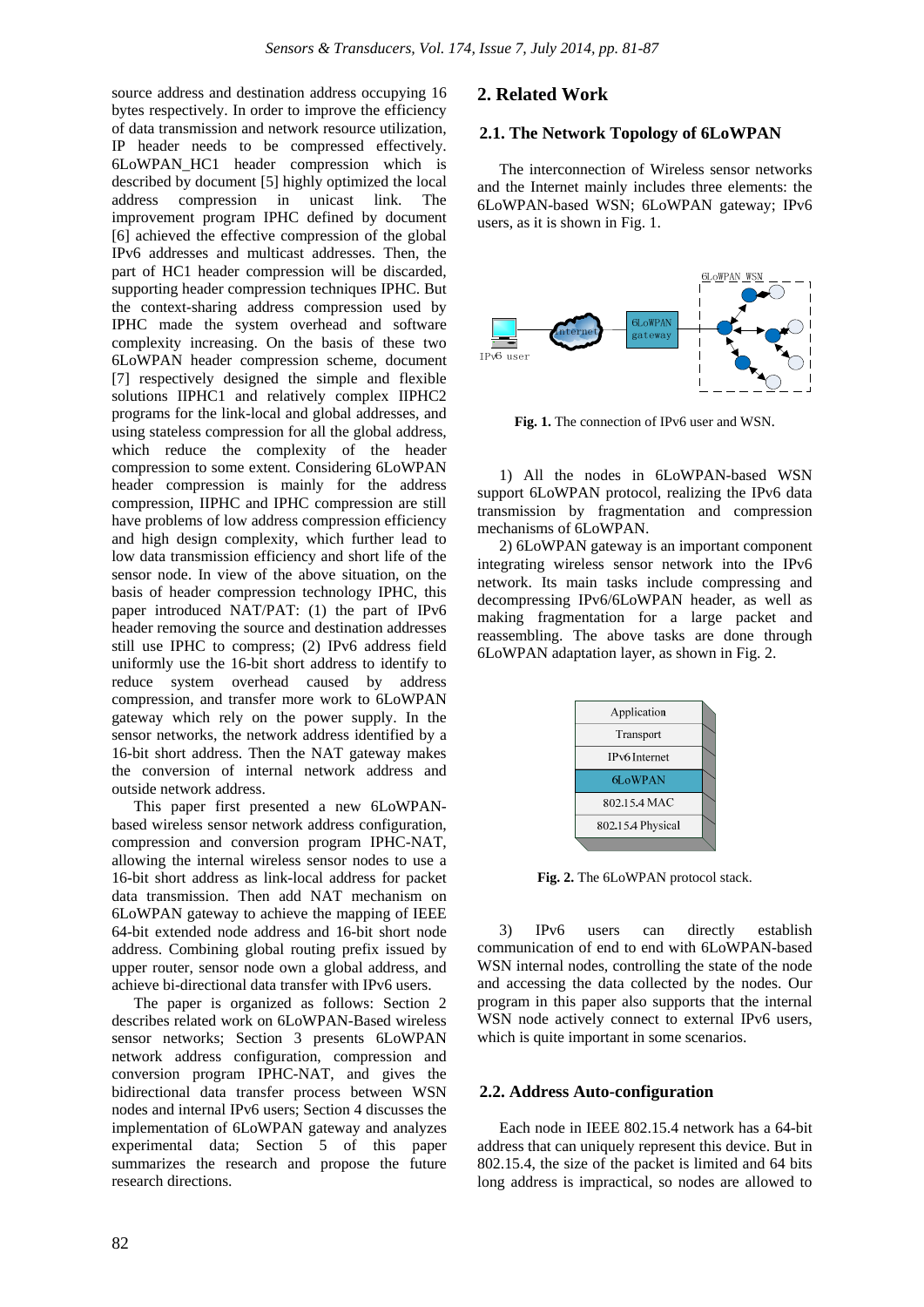source address and destination address occupying 16 bytes respectively. In order to improve the efficiency of data transmission and network resource utilization, IP header needs to be compressed effectively. 6LoWPAN_HC1 header compression which is described by document [5] highly optimized the local address compression in unicast link. The improvement program IPHC defined by document [6] achieved the effective compression of the global IPv6 addresses and multicast addresses. Then, the part of HC1 header compression will be discarded, supporting header compression techniques IPHC. But the context-sharing address compression used by IPHC made the system overhead and software complexity increasing. On the basis of these two 6LoWPAN header compression scheme, document [7] respectively designed the simple and flexible solutions IIPHC1 and relatively complex IIPHC2 programs for the link-local and global addresses, and using stateless compression for all the global address, which reduce the complexity of the header compression to some extent. Considering 6LoWPAN header compression is mainly for the address compression, IIPHC and IPHC compression are still have problems of low address compression efficiency and high design complexity, which further lead to low data transmission efficiency and short life of the sensor node. In view of the above situation, on the basis of header compression technology IPHC, this paper introduced NAT/PAT: (1) the part of IPv6 header removing the source and destination addresses still use IPHC to compress; (2) IPv6 address field uniformly use the 16-bit short address to identify to reduce system overhead caused by address compression, and transfer more work to 6LoWPAN gateway which rely on the power supply. In the sensor networks, the network address identified by a 16-bit short address. Then the NAT gateway makes the conversion of internal network address and outside network address.

This paper first presented a new 6LoWPAN-based wireless sensor network address configuration, compression and conversion program IPHC-NAT, allowing the internal wireless sensor nodes to use a 16-bit short address as link-local address for packet data transmission. Then add NAT mechanism on 6LoWPAN gateway to achieve the mapping of IEEE 64-bit extended node address and 16-bit short node address. Combining global routing prefix issued by upper router, sensor node own a global address, and achieve bi-directional data transfer with IPv6 users.

The paper is organized as follows: Section 2 describes related work on 6LoWPAN-Based wireless sensor networks; Section 3 presents 6LoWPAN network address configuration, compression and conversion program IPHC-NAT, and gives the bidirectional data transfer process between WSN nodes and internal IPv6 users; Section 4 discusses the implementation of 6LoWPAN gateway and analyzes experimental data; Section 5 of this paper summarizes the research and propose the future research directions.

## 2. Related Work

### 2.1. The Network Topology of 6LoWPAN

The interconnection of Wireless sensor networks and the Internet mainly includes three elements: the 6LoWPAN-based WSN; 6LoWPAN gateway; IPv6 users, as it is shown in Fig. 1.

**Fig. 1.** The connection of IPv6 user and WSN.

1) All the nodes in 6LoWPAN-based WSN support 6LoWPAN protocol, realizing the IPv6 data transmission by fragmentation and compression mechanisms of 6LoWPAN.

2) 6LoWPAN gateway is an important component integrating wireless sensor network into the IPv6 network. Its main tasks include compressing and decompressing IPv6/6LoWPAN header, as well as making fragmentation for a large packet and reassembling. The above tasks are done through 6LoWPAN adaptation layer, as shown in Fig. 2.

| Application |
|---|
| Transport |
| IPv6 Internet |
| 6LoWPAN |
| 802.15.4 MAC |
| 802.15.4 Physical |

**Fig. 2.** The 6LoWPAN protocol stack.

3) IPv6 users can directly establish communication of end to end with 6LoWPAN-based WSN internal nodes, controlling the state of the node and accessing the data collected by the nodes. Our program in this paper also supports that the internal WSN node actively connect to external IPv6 users, which is quite important in some scenarios.

### 2.2. Address Auto-configuration

Each node in IEEE 802.15.4 network has a 64-bit address that can uniquely represent this device. But in 802.15.4, the size of the packet is limited and 64 bits long address is impractical, so nodes are allowed to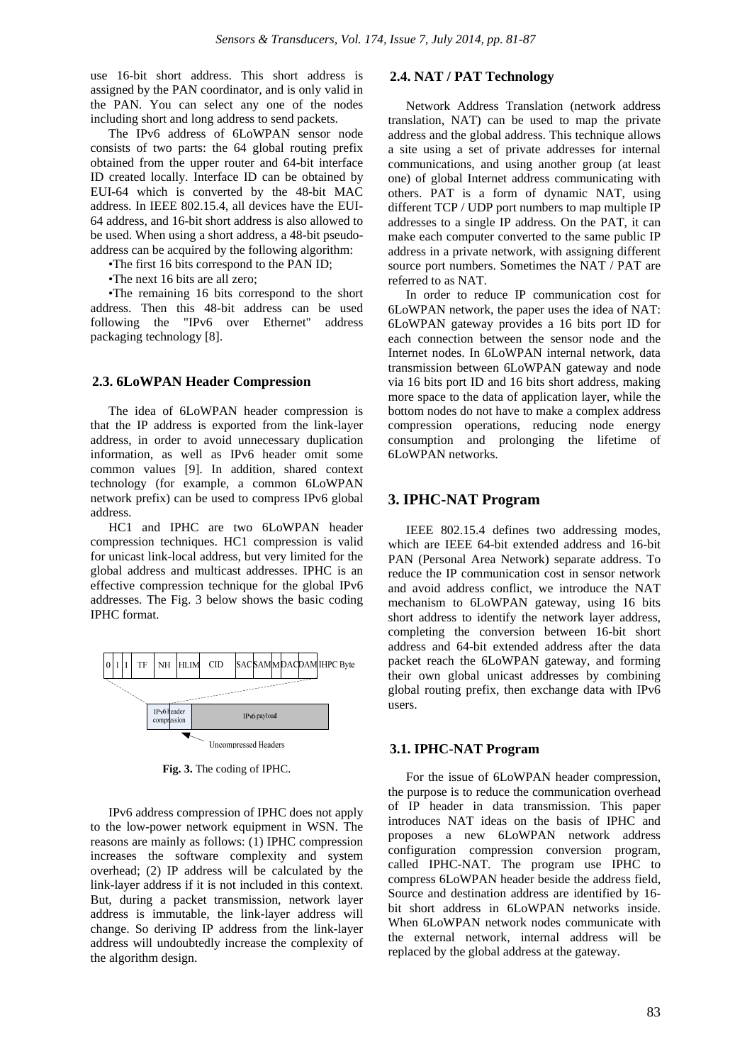use 16-bit short address. This short address is assigned by the PAN coordinator, and is only valid in the PAN. You can select any one of the nodes including short and long address to send packets.

The IPv6 address of 6LoWPAN sensor node consists of two parts: the 64 global routing prefix obtained from the upper router and 64-bit interface ID created locally. Interface ID can be obtained by EUI-64 which is converted by the 48-bit MAC address. In IEEE 802.15.4, all devices have the EUI-64 address, and 16-bit short address is also allowed to be used. When using a short address, a 48-bit pseudo-address can be acquired by the following algorithm:

- The first 16 bits correspond to the PAN ID;
- The next 16 bits are all zero;
- The remaining 16 bits correspond to the short address. Then this 48-bit address can be used following the "IPv6 over Ethernet" address packaging technology [8].

## 2.3. 6LoWPAN Header Compression

The idea of 6LoWPAN header compression is that the IP address is exported from the link-layer address, in order to avoid unnecessary duplication information, as well as IPv6 header omit some common values [9]. In addition, shared context technology (for example, a common 6LoWPAN network prefix) can be used to compress IPv6 global address.

HC1 and IPHC are two 6LoWPAN header compression techniques. HC1 compression is valid for unicast link-local address, but very limited for the global address and multicast addresses. IPHC is an effective compression technique for the global IPv6 addresses. The Fig. 3 below shows the basic coding IPHC format.

| 0 | 1 | 1 | TF | NH | HLIM | CID | SAC | SAM | M | DAC | DAM | IHPC Byte |
|---|---|---|---|---|---|---|---|---|---|---|---|---|

IPv6 header compression | IPv6 payload

Uncompressed Headers

**Fig. 3.** The coding of IPHC.

IPv6 address compression of IPHC does not apply to the low-power network equipment in WSN. The reasons are mainly as follows: (1) IPHC compression increases the software complexity and system overhead; (2) IP address will be calculated by the link-layer address if it is not included in this context. But, during a packet transmission, network layer address is immutable, the link-layer address will change. So deriving IP address from the link-layer address will undoubtedly increase the complexity of the algorithm design.

## 2.4. NAT / PAT Technology

Network Address Translation (network address translation, NAT) can be used to map the private address and the global address. This technique allows a site using a set of private addresses for internal communications, and using another group (at least one) of global Internet address communicating with others. PAT is a form of dynamic NAT, using different TCP / UDP port numbers to map multiple IP addresses to a single IP address. On the PAT, it can make each computer converted to the same public IP address in a private network, with assigning different source port numbers. Sometimes the NAT / PAT are referred to as NAT.

In order to reduce IP communication cost for 6LoWPAN network, the paper uses the idea of NAT: 6LoWPAN gateway provides a 16 bits port ID for each connection between the sensor node and the Internet nodes. In 6LoWPAN internal network, data transmission between 6LoWPAN gateway and node via 16 bits port ID and 16 bits short address, making more space to the data of application layer, while the bottom nodes do not have to make a complex address compression operations, reducing node energy consumption and prolonging the lifetime of 6LoWPAN networks.

# 3. IPHC-NAT Program

IEEE 802.15.4 defines two addressing modes, which are IEEE 64-bit extended address and 16-bit PAN (Personal Area Network) separate address. To reduce the IP communication cost in sensor network and avoid address conflict, we introduce the NAT mechanism to 6LoWPAN gateway, using 16 bits short address to identify the network layer address, completing the conversion between 16-bit short address and 64-bit extended address after the data packet reach the 6LoWPAN gateway, and forming their own global unicast addresses by combining global routing prefix, then exchange data with IPv6 users.

## 3.1. IPHC-NAT Program

For the issue of 6LoWPAN header compression, the purpose is to reduce the communication overhead of IP header in data transmission. This paper introduces NAT ideas on the basis of IPHC and proposes a new 6LoWPAN network address configuration compression conversion program, called IPHC-NAT. The program use IPHC to compress 6LoWPAN header beside the address field, Source and destination address are identified by 16-bit short address in 6LoWPAN networks inside. When 6LoWPAN network nodes communicate with the external network, internal address will be replaced by the global address at the gateway.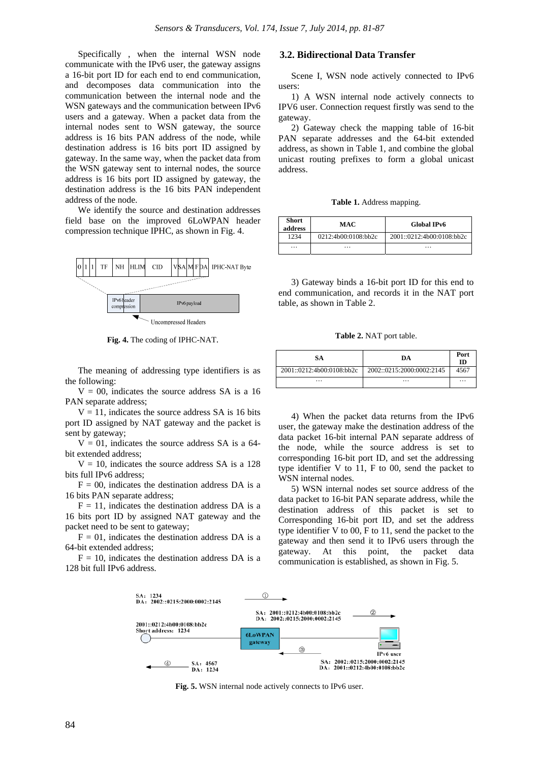Specifically , when the internal WSN node communicate with the IPv6 user, the gateway assigns a 16-bit port ID for each end to end communication, and decomposes data communication into the communication between the internal node and the WSN gateways and the communication between IPv6 users and a gateway. When a packet data from the internal nodes sent to WSN gateway, the source address is 16 bits PAN address of the node, while destination address is 16 bits port ID assigned by gateway. In the same way, when the packet data from the WSN gateway sent to internal nodes, the source address is 16 bits port ID assigned by gateway, the destination address is the 16 bits PAN independent address of the node.

We identify the source and destination addresses field base on the improved 6LoWPAN header compression technique IPHC, as shown in Fig. 4.

**Fig. 4.** The coding of IPHC-NAT.

The meaning of addressing type identifiers is as the following:

V = 00, indicates the source address SA is a 16 PAN separate address;

V = 11, indicates the source address SA is 16 bits port ID assigned by NAT gateway and the packet is sent by gateway;

V = 01, indicates the source address SA is a 64-bit extended address;

V = 10, indicates the source address SA is a 128 bits full IPv6 address;

F = 00, indicates the destination address DA is a 16 bits PAN separate address;

F = 11, indicates the destination address DA is a 16 bits port ID by assigned NAT gateway and the packet need to be sent to gateway;

F = 01, indicates the destination address DA is a 64-bit extended address;

F = 10, indicates the destination address DA is a 128 bit full IPv6 address.

### 3.2. Bidirectional Data Transfer

Scene I, WSN node actively connected to IPv6 users:

1) A WSN internal node actively connects to IPV6 user. Connection request firstly was send to the gateway.

2) Gateway check the mapping table of 16-bit PAN separate addresses and the 64-bit extended address, as shown in Table 1, and combine the global unicast routing prefixes to form a global unicast address.

**Table 1.** Address mapping.

| Short address | MAC | Global IPv6 |
|---|---|---|
| 1234 | 0212:4b00:0108:bb2c | 2001::0212:4b00:0108:bb2c |
| … | … | … |

3) Gateway binds a 16-bit port ID for this end to end communication, and records it in the NAT port table, as shown in Table 2.

**Table 2.** NAT port table.

| SA | DA | Port ID |
|---|---|---|
| 2001::0212:4b00:0108:bb2c | 2002::0215:2000:0002:2145 | 4567 |
| … | … | … |

4) When the packet data returns from the IPv6 user, the gateway make the destination address of the data packet 16-bit internal PAN separate address of the node, while the source address is set to corresponding 16-bit port ID, and set the addressing type identifier V to 11, F to 00, send the packet to WSN internal nodes.

5) WSN internal nodes set source address of the data packet to 16-bit PAN separate address, while the destination address of this packet is set to Corresponding 16-bit port ID, and set the address type identifier V to 00, F to 11, send the packet to the gateway and then send it to IPv6 users through the gateway. At this point, the packet data communication is established, as shown in Fig. 5.

**Fig. 5.** WSN internal node actively connects to IPv6 user.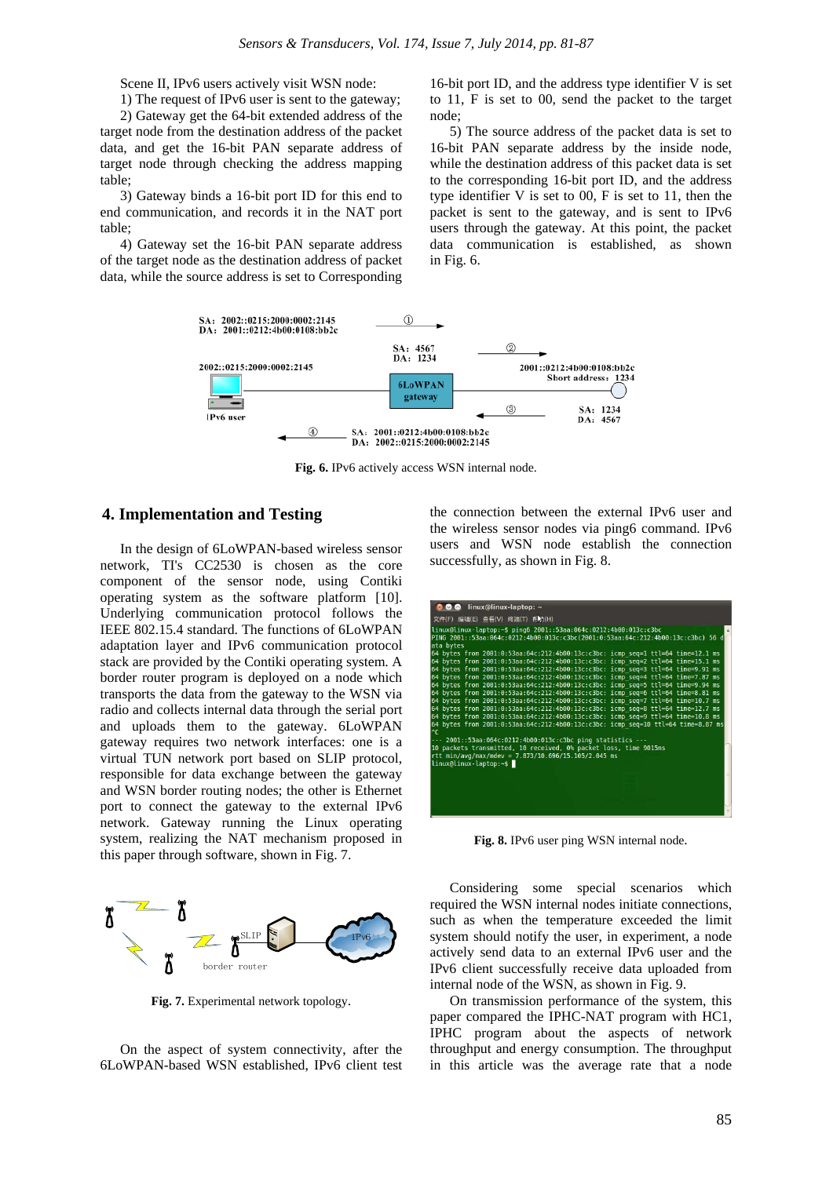Scene II, IPv6 users actively visit WSN node:

1) The request of IPv6 user is sent to the gateway;

2) Gateway get the 64-bit extended address of the target node from the destination address of the packet data, and get the 16-bit PAN separate address of target node through checking the address mapping table;

3) Gateway binds a 16-bit port ID for this end to end communication, and records it in the NAT port table;

4) Gateway set the 16-bit PAN separate address of the target node as the destination address of packet data, while the source address is set to Corresponding 16-bit port ID, and the address type identifier V is set to 11, F is set to 00, send the packet to the target node;

5) The source address of the packet data is set to 16-bit PAN separate address by the inside node, while the destination address of this packet data is set to the corresponding 16-bit port ID, and the address type identifier V is set to 00, F is set to 11, then the packet is sent to the gateway, and is sent to IPv6 users through the gateway. At this point, the packet data communication is established, as shown in Fig. 6.

**Fig. 6.** IPv6 actively access WSN internal node.

## 4. Implementation and Testing

In the design of 6LoWPAN-based wireless sensor network, TI's CC2530 is chosen as the core component of the sensor node, using Contiki operating system as the software platform [10]. Underlying communication protocol follows the IEEE 802.15.4 standard. The functions of 6LoWPAN adaptation layer and IPv6 communication protocol stack are provided by the Contiki operating system. A border router program is deployed on a node which transports the data from the gateway to the WSN via radio and collects internal data through the serial port and uploads them to the gateway. 6LoWPAN gateway requires two network interfaces: one is a virtual TUN network port based on SLIP protocol, responsible for data exchange between the gateway and WSN border routing nodes; the other is Ethernet port to connect the gateway to the external IPv6 network. Gateway running the Linux operating system, realizing the NAT mechanism proposed in this paper through software, shown in Fig. 7.

**Fig. 7.** Experimental network topology.

On the aspect of system connectivity, after the 6LoWPAN-based WSN established, IPv6 client test the connection between the external IPv6 user and the wireless sensor nodes via ping6 command. IPv6 users and WSN node establish the connection successfully, as shown in Fig. 8.

**Fig. 8.** IPv6 user ping WSN internal node.

Considering some special scenarios which required the WSN internal nodes initiate connections, such as when the temperature exceeded the limit system should notify the user, in experiment, a node actively send data to an external IPv6 user and the IPv6 client successfully receive data uploaded from internal node of the WSN, as shown in Fig. 9.

On transmission performance of the system, this paper compared the IPHC-NAT program with HC1, IPHC program about the aspects of network throughput and energy consumption. The throughput in this article was the average rate that a node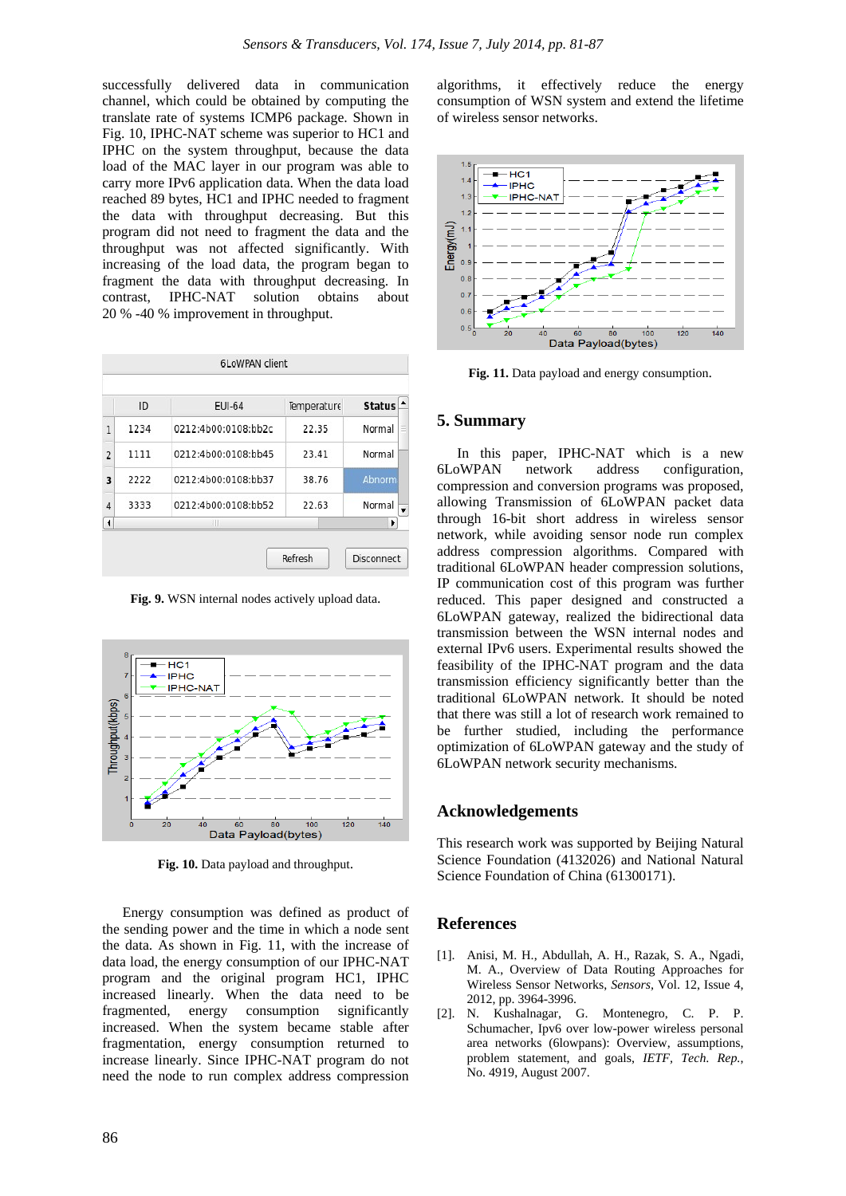successfully delivered data in communication channel, which could be obtained by computing the translate rate of systems ICMP6 package. Shown in Fig. 10, IPHC-NAT scheme was superior to HC1 and IPHC on the system throughput, because the data load of the MAC layer in our program was able to carry more IPv6 application data. When the data load reached 89 bytes, HC1 and IPHC needed to fragment the data with throughput decreasing. But this program did not need to fragment the data and the throughput was not affected significantly. With increasing of the load data, the program began to fragment the data with throughput decreasing. In contrast, IPHC-NAT solution obtains about 20 % -40 % improvement in throughput.

| | ID | EUI-64 | Temperature | Status |
|---|---|---|---|---|
| 1 | 1234 | 0212:4b00:0108:bb2c | 22.35 | Normal |
| 2 | 1111 | 0212:4b00:0108:bb45 | 23.41 | Normal |
| 3 | 2222 | 0212:4b00:0108:bb37 | 38.76 | Abnorm |
| 4 | 3333 | 0212:4b00:0108:bb52 | 22.63 | Normal |

**Fig. 9.** WSN internal nodes actively upload data.

**Fig. 10.** Data payload and throughput.

Energy consumption was defined as product of the sending power and the time in which a node sent the data. As shown in Fig. 11, with the increase of data load, the energy consumption of our IPHC-NAT program and the original program HC1, IPHC increased linearly. When the data need to be fragmented, energy consumption significantly increased. When the system became stable after fragmentation, energy consumption returned to increase linearly. Since IPHC-NAT program do not need the node to run complex address compression algorithms, it effectively reduce the energy consumption of WSN system and extend the lifetime of wireless sensor networks.

**Fig. 11.** Data payload and energy consumption.

## 5. Summary

In this paper, IPHC-NAT which is a new 6LoWPAN network address configuration, compression and conversion programs was proposed, allowing Transmission of 6LoWPAN packet data through 16-bit short address in wireless sensor network, while avoiding sensor node run complex address compression algorithms. Compared with traditional 6LoWPAN header compression solutions, IP communication cost of this program was further reduced. This paper designed and constructed a 6LoWPAN gateway, realized the bidirectional data transmission between the WSN internal nodes and external IPv6 users. Experimental results showed the feasibility of the IPHC-NAT program and the data transmission efficiency significantly better than the traditional 6LoWPAN network. It should be noted that there was still a lot of research work remained to be further studied, including the performance optimization of 6LoWPAN gateway and the study of 6LoWPAN network security mechanisms.

## Acknowledgements

This research work was supported by Beijing Natural Science Foundation (4132026) and National Natural Science Foundation of China (61300171).

## References

[1]. Anisi, M. H., Abdullah, A. H., Razak, S. A., Ngadi, M. A., Overview of Data Routing Approaches for Wireless Sensor Networks, *Sensors*, Vol. 12, Issue 4, 2012, pp. 3964-3996.

[2]. N. Kushalnagar, G. Montenegro, C. P. P. Schumacher, Ipv6 over low-power wireless personal area networks (6lowpans): Overview, assumptions, problem statement, and goals, *IETF, Tech. Rep.*, No. 4919, August 2007.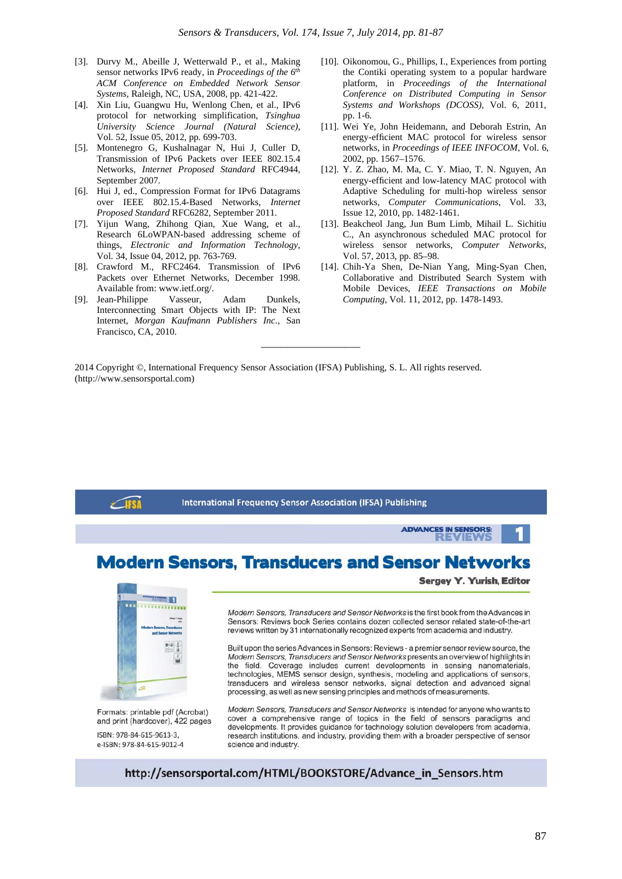[3]. Durvy M., Abeille J, Wetterwald P., et al., Making sensor networks IPv6 ready, in *Proceedings of the 6th ACM Conference on Embedded Network Sensor Systems*, Raleigh, NC, USA, 2008, pp. 421-422.

[4]. Xin Liu, Guangwu Hu, Wenlong Chen, et al., IPv6 protocol for networking simplification, *Tsinghua University Science Journal (Natural Science)*, Vol. 52, Issue 05, 2012, pp. 699-703.

[5]. Montenegro G, Kushalnagar N, Hui J, Culler D, Transmission of IPv6 Packets over IEEE 802.15.4 Networks, *Internet Proposed Standard* RFC4944, September 2007.

[6]. Hui J, ed., Compression Format for IPv6 Datagrams over IEEE 802.15.4-Based Networks, *Internet Proposed Standard* RFC6282, September 2011.

[7]. Yijun Wang, Zhihong Qian, Xue Wang, et al., Research 6LoWPAN-based addressing scheme of things, *Electronic and Information Technology*, Vol. 34, Issue 04, 2012, pp. 763-769.

[8]. Crawford M., RFC2464. Transmission of IPv6 Packets over Ethernet Networks, December 1998. Available from: www.ietf.org/.

[9]. Jean-Philippe Vasseur, Adam Dunkels, Interconnecting Smart Objects with IP: The Next Internet, *Morgan Kaufmann Publishers Inc.*, San Francisco, CA, 2010.

[10]. Oikonomou, G., Phillips, I., Experiences from porting the Contiki operating system to a popular hardware platform, in *Proceedings of the International Conference on Distributed Computing in Sensor Systems and Workshops (DCOSS)*, Vol. 6, 2011, pp. 1-6.

[11]. Wei Ye, John Heidemann, and Deborah Estrin, An energy-efficient MAC protocol for wireless sensor networks, in *Proceedings of IEEE INFOCOM*, Vol. 6, 2002, pp. 1567–1576.

[12]. Y. Z. Zhao, M. Ma, C. Y. Miao, T. N. Nguyen, An energy-efficient and low-latency MAC protocol with Adaptive Scheduling for multi-hop wireless sensor networks, *Computer Communications*, Vol. 33, Issue 12, 2010, pp. 1482-1461.

[13]. Beakcheol Jang, Jun Bum Limb, Mihail L. Sichitiu C., An asynchronous scheduled MAC protocol for wireless sensor networks, *Computer Networks*, Vol. 57, 2013, pp. 85–98.

[14]. Chih-Ya Shen, De-Nian Yang, Ming-Syan Chen, Collaborative and Distributed Search System with Mobile Devices, *IEEE Transactions on Mobile Computing*, Vol. 11, 2012, pp. 1478-1493.

---

2014 Copyright ©, International Frequency Sensor Association (IFSA) Publishing, S. L. All rights reserved. (http://www.sensorsportal.com)

International Frequency Sensor Association (IFSA) Publishing

ADVANCES IN SENSORS: REVIEWS 1

# Modern Sensors, Transducers and Sensor Networks

**Sergey Y. Yurish, Editor**

*Modern Sensors, Transducers and Sensor Networks* is the first book from the Advances in Sensors: Reviews book Series contains dozen collected sensor related state-of-the-art reviews written by 31 internationally recognized experts from academia and industry.

Built upon the series Advances in Sensors: Reviews - a premier sensor review source, the *Modern Sensors, Transducers and Sensor Networks* presents an overview of highlights in the field. Coverage includes current developments in sensing nanomaterials, technologies, MEMS sensor design, synthesis, modeling and applications of sensors, transducers and wireless sensor networks, signal detection and advanced signal processing, as well as new sensing principles and methods of measurements.

*Modern Sensors, Transducers and Sensor Networks* is intended for anyone who wants to cover a comprehensive range of topics in the field of sensors paradigms and developments. It provides guidance for technology solution developers from academia, research institutions, and industry, providing them with a broader perspective of sensor science and industry.

Formats: printable pdf (Acrobat) and print (hardcover), 422 pages

ISBN: 978-84-615-9613-3,
e-ISBN: 978-84-615-9012-4

**http://sensorsportal.com/HTML/BOOKSTORE/Advance_in_Sensors.htm**